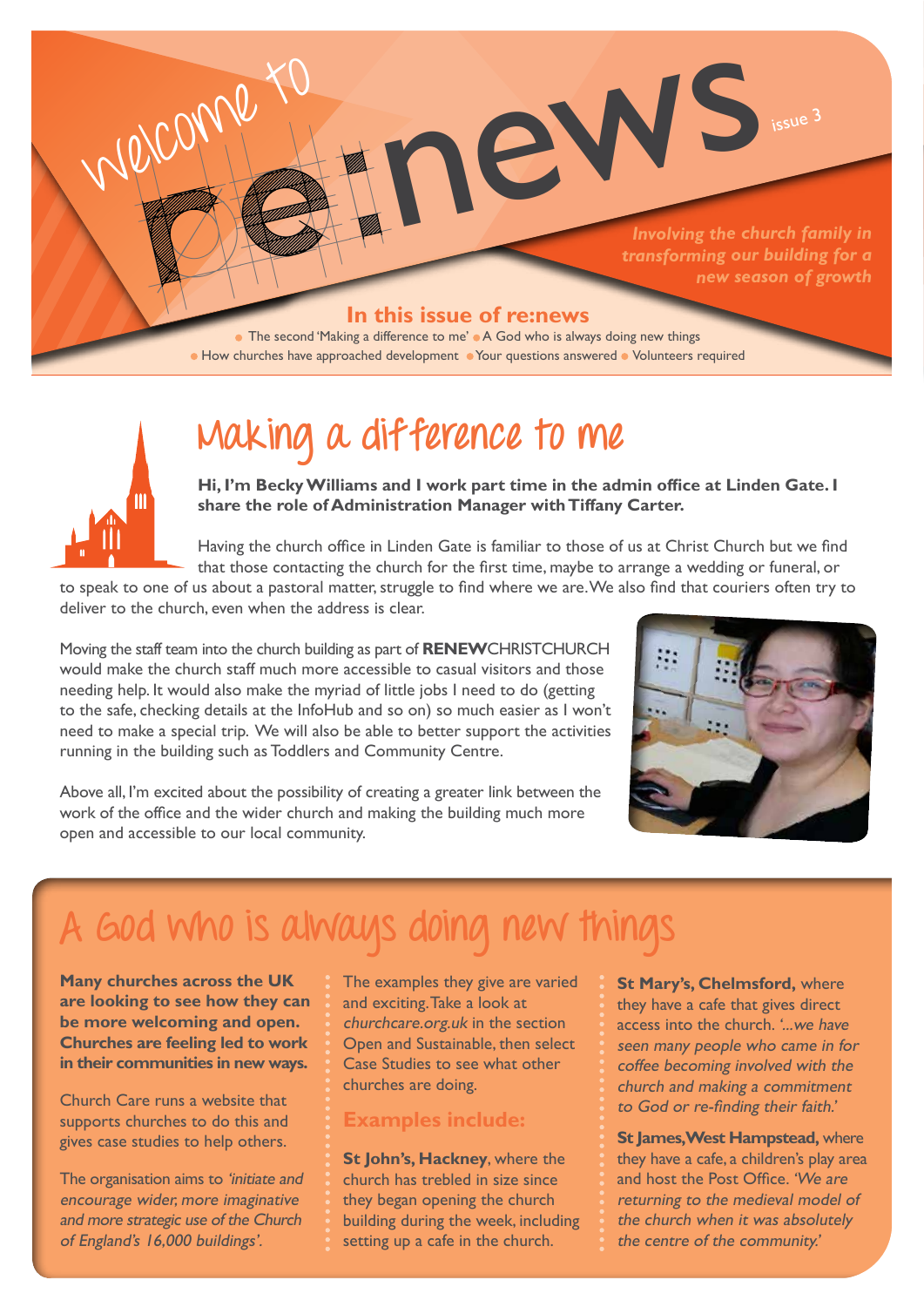# Welcome to re:news

issue 3

*Involving the church family in transforming our building for a new season of growth*

**In this issue of re:news**

- The second 'Making a difference to me'
- A God who is always doing new things
- How churches have approached development
- Your questions answered
- Volunteers required

## Making a difference to me

**Hi, I'm Becky Williams and I work part time in the admin office at Linden Gate. I share the role of Administration Manager with Tiffany Carter.**

Having the church office in Linden Gate is familiar to those of us at Christ Church but we find that those contacting the church for the first time, maybe to arrange a wedding or funeral, or to speak to one of us about a pastoral matter, struggle to find where we are. We also find that couriers often try to deliver to the church, even when the address is clear.

Moving the staff team into the church building as part of **RENEW**CHRISTCHURCH would make the church staff much more accessible to casual visitors and those needing help. It would also make the myriad of little jobs I need to do (getting to the safe, checking details at the InfoHub and so on) so much easier as I won't need to make a special trip. We will also be able to better support the activities running in the building such as Toddlers and Community Centre.

Above all, I'm excited about the possibility of creating a greater link between the work of the office and the wider church and making the building much more open and accessible to our local community.

## A God who is always doing new things

**Many churches across the UK are looking to see how they can be more welcoming and open. Churches are feeling led to work in their communities in new ways.**

Church Care runs a website that supports churches to do this and gives case studies to help others.

The organisation aims to *'initiate and encourage wider, more imaginative and more strategic use of the Church of England's 16,000 buildings'*.

The examples they give are varied and exciting. Take a look at *churchcare.org.uk* in the section Open and Sustainable, then select Case Studies to see what other churches are doing.

### Examples include:

**St John's, Hackney**, where the church has trebled in size since they began opening the church building during the week, including setting up a cafe in the church.

**St Mary's, Chelmsford,** where they have a cafe that gives direct access into the church. *'...we have seen many people who came in for coffee becoming involved with the church and making a commitment to God or re-finding their faith.'*

**St James, West Hampstead,** where they have a cafe, a children's play area and host the Post Office. *'We are returning to the medieval model of the church when it was absolutely the centre of the community.'*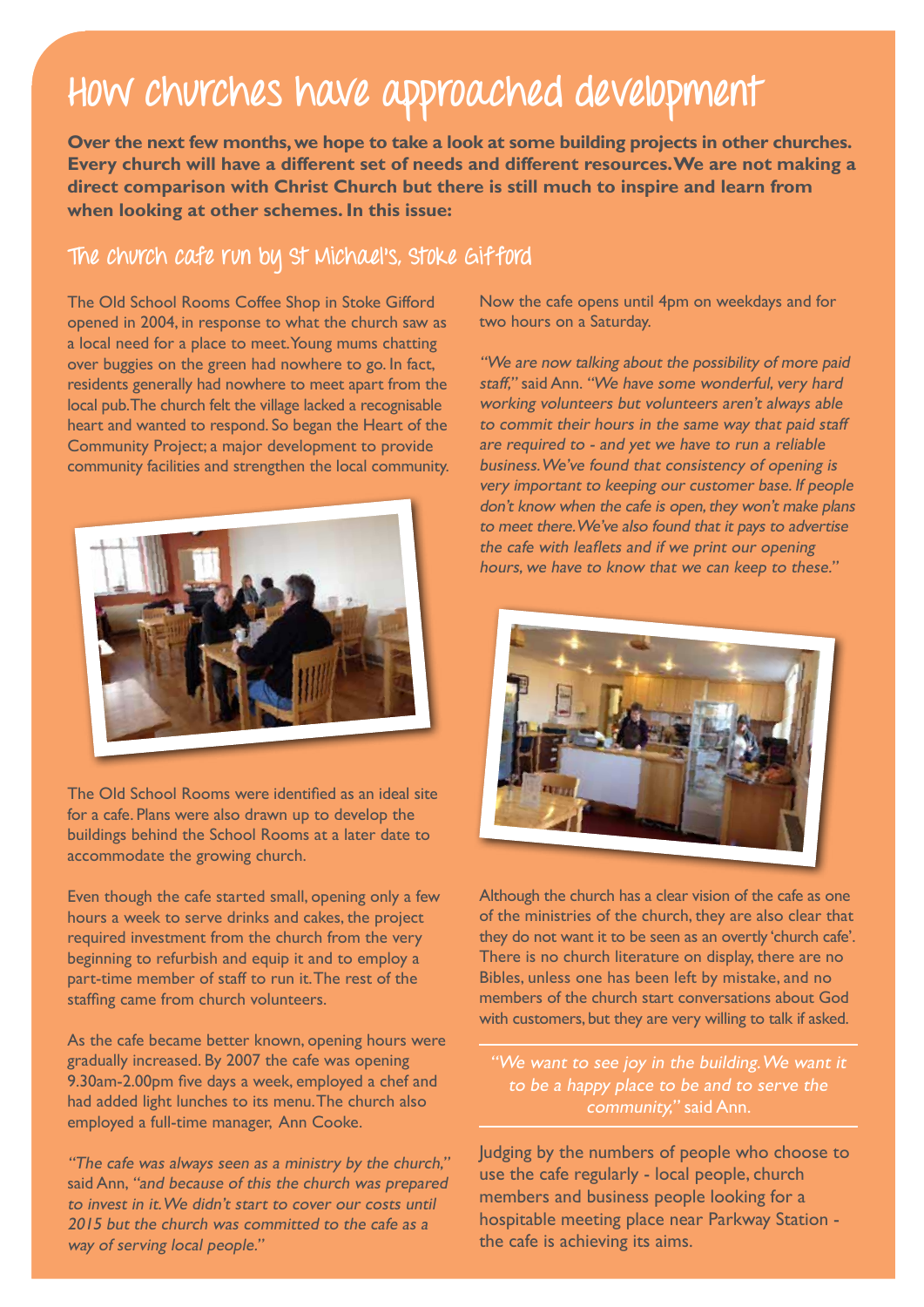# How churches have approached development

**Over the next few months, we hope to take a look at some building projects in other churches. Every church will have a different set of needs and different resources. We are not making a direct comparison with Christ Church but there is still much to inspire and learn from when looking at other schemes. In this issue:**

## The church cafe run by St Michael's, Stoke Gifford

The Old School Rooms Coffee Shop in Stoke Gifford opened in 2004, in response to what the church saw as a local need for a place to meet. Young mums chatting over buggies on the green had nowhere to go. In fact, residents generally had nowhere to meet apart from the local pub. The church felt the village lacked a recognisable heart and wanted to respond. So began the Heart of the Community Project; a major development to provide community facilities and strengthen the local community.

The Old School Rooms were identified as an ideal site for a cafe. Plans were also drawn up to develop the buildings behind the School Rooms at a later date to accommodate the growing church.

Even though the cafe started small, opening only a few hours a week to serve drinks and cakes, the project required investment from the church from the very beginning to refurbish and equip it and to employ a part-time member of staff to run it. The rest of the staffing came from church volunteers.

As the cafe became better known, opening hours were gradually increased. By 2007 the cafe was opening 9.30am-2.00pm five days a week, employed a chef and had added light lunches to its menu. The church also employed a full-time manager, Ann Cooke.

*"The cafe was always seen as a ministry by the church,"* said Ann, *"and because of this the church was prepared to invest in it. We didn't start to cover our costs until 2015 but the church was committed to the cafe as a way of serving local people."*

Now the cafe opens until 4pm on weekdays and for two hours on a Saturday.

*"We are now talking about the possibility of more paid staff,"* said Ann. *"We have some wonderful, very hard working volunteers but volunteers aren't always able to commit their hours in the same way that paid staff are required to - and yet we have to run a reliable business. We've found that consistency of opening is very important to keeping our customer base. If people don't know when the cafe is open, they won't make plans to meet there. We've also found that it pays to advertise the cafe with leaflets and if we print our opening hours, we have to know that we can keep to these."*

Although the church has a clear vision of the cafe as one of the ministries of the church, they are also clear that they do not want it to be seen as an overtly 'church cafe'. There is no church literature on display, there are no Bibles, unless one has been left by mistake, and no members of the church start conversations about God with customers, but they are very willing to talk if asked.

> *"We want to see joy in the building. We want it to be a happy place to be and to serve the community,"* said Ann.

Judging by the numbers of people who choose to use the cafe regularly - local people, church members and business people looking for a hospitable meeting place near Parkway Station - the cafe is achieving its aims.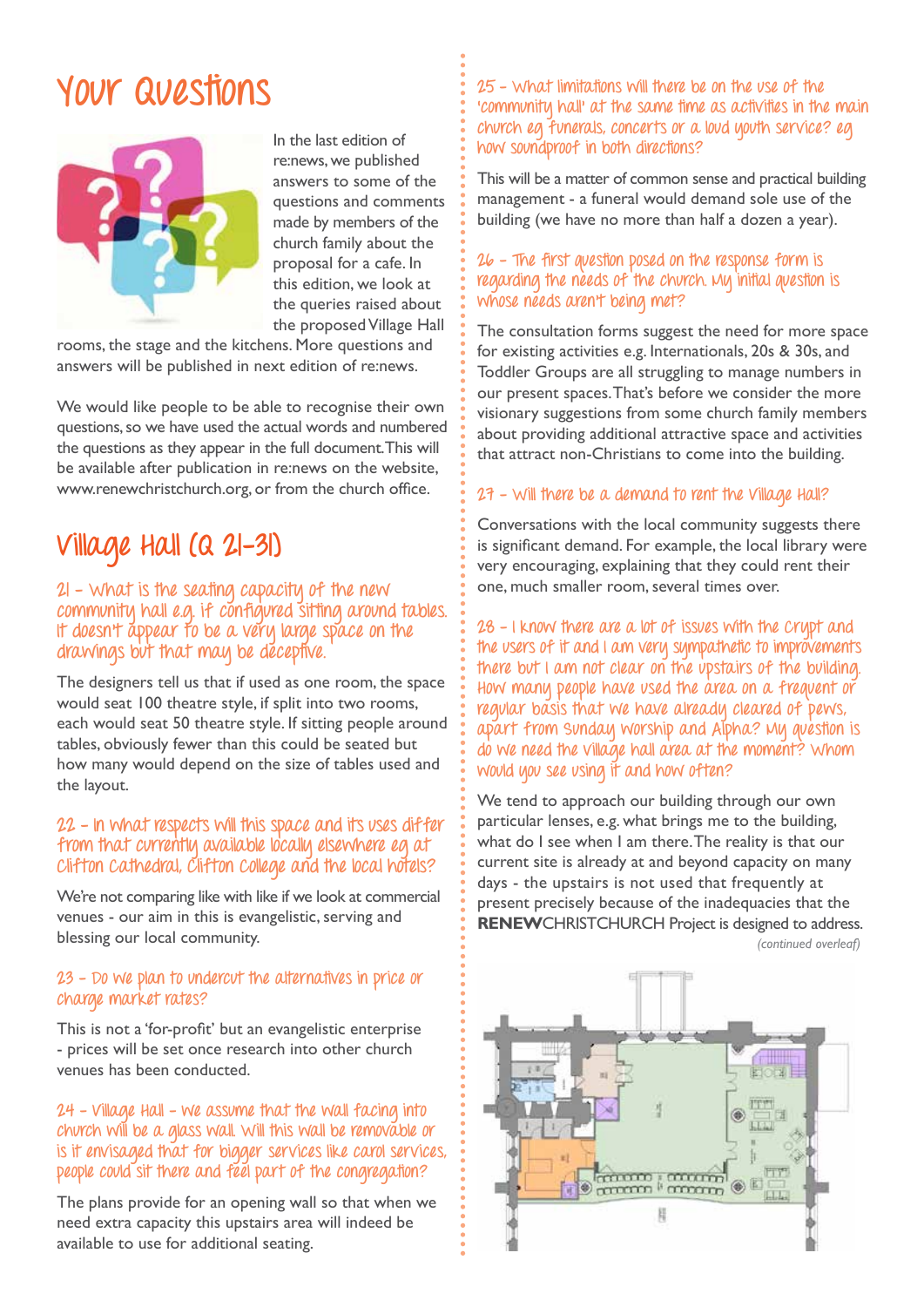# Your Questions

In the last edition of re:news, we published answers to some of the questions and comments made by members of the church family about the proposal for a cafe. In this edition, we look at the queries raised about the proposed Village Hall rooms, the stage and the kitchens. More questions and answers will be published in next edition of re:news.

We would like people to be able to recognise their own questions, so we have used the actual words and numbered the questions as they appear in the full document. This will be available after publication in re:news on the website, www.renewchristchurch.org, or from the church office.

## Village Hall (Q 21-31)

### 21 - What is the seating capacity of the new community hall e.g. if configured sitting around tables. It doesn't appear to be a very large space on the drawings but that may be deceptive.

The designers tell us that if used as one room, the space would seat 100 theatre style, if split into two rooms, each would seat 50 theatre style. If sitting people around tables, obviously fewer than this could be seated but how many would depend on the size of tables used and the layout.

### 22 - In what respects will this space and its uses differ from that currently available locally elsewhere eg at Clifton Cathedral, Clifton College and the local hotels?

We're not comparing like with like if we look at commercial venues - our aim in this is evangelistic, serving and blessing our local community.

### 23 - Do we plan to undercut the alternatives in price or charge market rates?

This is not a 'for-profit' but an evangelistic enterprise - prices will be set once research into other church venues has been conducted.

### 24 - Village Hall - we assume that the wall facing into church will be a glass wall. Will this wall be removable or is it envisaged that for bigger services like carol services, people could sit there and feel part of the congregation?

The plans provide for an opening wall so that when we need extra capacity this upstairs area will indeed be available to use for additional seating.

### 25 - What limitations will there be on the use of the 'community hall' at the same time as activities in the main church eg funerals, concerts or a loud youth service? eg how soundproof in both directions?

This will be a matter of common sense and practical building management - a funeral would demand sole use of the building (we have no more than half a dozen a year).

### 26 - The first question posed on the response form is regarding the needs of the church. My initial question is whose needs aren't being met?

The consultation forms suggest the need for more space for existing activities e.g. Internationals, 20s & 30s, and Toddler Groups are all struggling to manage numbers in our present spaces. That's before we consider the more visionary suggestions from some church family members about providing additional attractive space and activities that attract non-Christians to come into the building.

### 27 - Will there be a demand to rent the Village Hall?

Conversations with the local community suggests there is significant demand. For example, the local library were very encouraging, explaining that they could rent their one, much smaller room, several times over.

### 28 - I know there are a lot of issues with the crypt and the users of it and I am very sympathetic to improvements there but I am not clear on the upstairs of the building. How many people have used the area on a frequent or regular basis that we have already cleared of pews, apart from Sunday worship and Alpha? My question is do we need the village hall area at the moment? Whom would you see using it and how often?

We tend to approach our building through our own particular lenses, e.g. what brings me to the building, what do I see when I am there. The reality is that our current site is already at and beyond capacity on many days - the upstairs is not used that frequently at present precisely because of the inadequacies that the **RENEW**CHRISTCHURCH Project is designed to address.

*(continued overleaf)*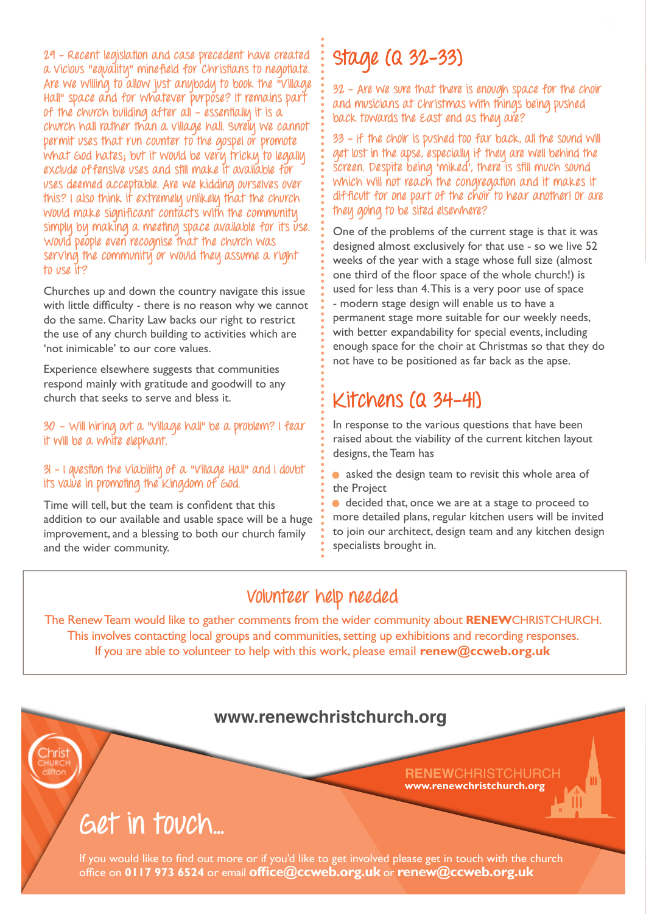29 – Recent legislation and case precedent have created a vicious "equality" minefield for Christians to negotiate. Are we willing to allow just anybody to book the "Village Hall" space and for whatever purpose? It remains part of the church building after all – essentially it is a church hall rather than a village hall. Surely we cannot permit uses that run counter to the gospel or promote what God hates; but it would be very tricky to legally exclude offensive uses and still make it available for uses deemed acceptable. Are we kidding ourselves over this? I also think it extremely unlikely that the church would make significant contacts with the community simply by making a meeting space available for its use. Would people even recognise that the church was serving the community or would they assume a right to use it?

Churches up and down the country navigate this issue with little difficulty - there is no reason why we cannot do the same. Charity Law backs our right to restrict the use of any church building to activities which are 'not inimicable' to our core values.

Experience elsewhere suggests that communities respond mainly with gratitude and goodwill to any church that seeks to serve and bless it.

30 – Will hiring out a "Village hall" be a problem? I fear it will be a white elephant.

31 – I question the viability of a "Village Hall" and I doubt its value in promoting the Kingdom of God.

Time will tell, but the team is confident that this addition to our available and usable space will be a huge improvement, and a blessing to both our church family and the wider community.

## Stage (Q 32–33)

32 – Are we sure that there is enough space for the choir and musicians at Christmas with things being pushed back towards the East end as they are?

33 – If the choir is pushed too far back, all the sound will get lost in the apse, especially if they are well behind the screen. Despite being 'miked', there is still much sound which will not reach the congregation and it makes it difficult for one part of the choir to hear another! Or are they going to be sited elsewhere?

One of the problems of the current stage is that it was designed almost exclusively for that use - so we live 52 weeks of the year with a stage whose full size (almost one third of the floor space of the whole church!) is used for less than 4. This is a very poor use of space - modern stage design will enable us to have a permanent stage more suitable for our weekly needs, with better expandability for special events, including enough space for the choir at Christmas so that they do not have to be positioned as far back as the apse.

## Kitchens (Q 34–41)

In response to the various questions that have been raised about the viability of the current kitchen layout designs, the Team has

- asked the design team to revisit this whole area of the Project
- decided that, once we are at a stage to proceed to more detailed plans, regular kitchen users will be invited to join our architect, design team and any kitchen design specialists brought in.

## Volunteer help needed

The Renew Team would like to gather comments from the wider community about **RENEW**CHRISTCHURCH. This involves contacting local groups and communities, setting up exhibitions and recording responses. If you are able to volunteer to help with this work, please email **renew@ccweb.org.uk**

**www.renewchristchurch.org**

Christ CHURCH clifton

**RENEW**CHRISTCHURCH
**www.renewchristchurch.org**

## Get in touch...

If you would like to find out more or if you'd like to get involved please get in touch with the church office on **0117 973 6524** or email **office@ccweb.org.uk** or **renew@ccweb.org.uk**